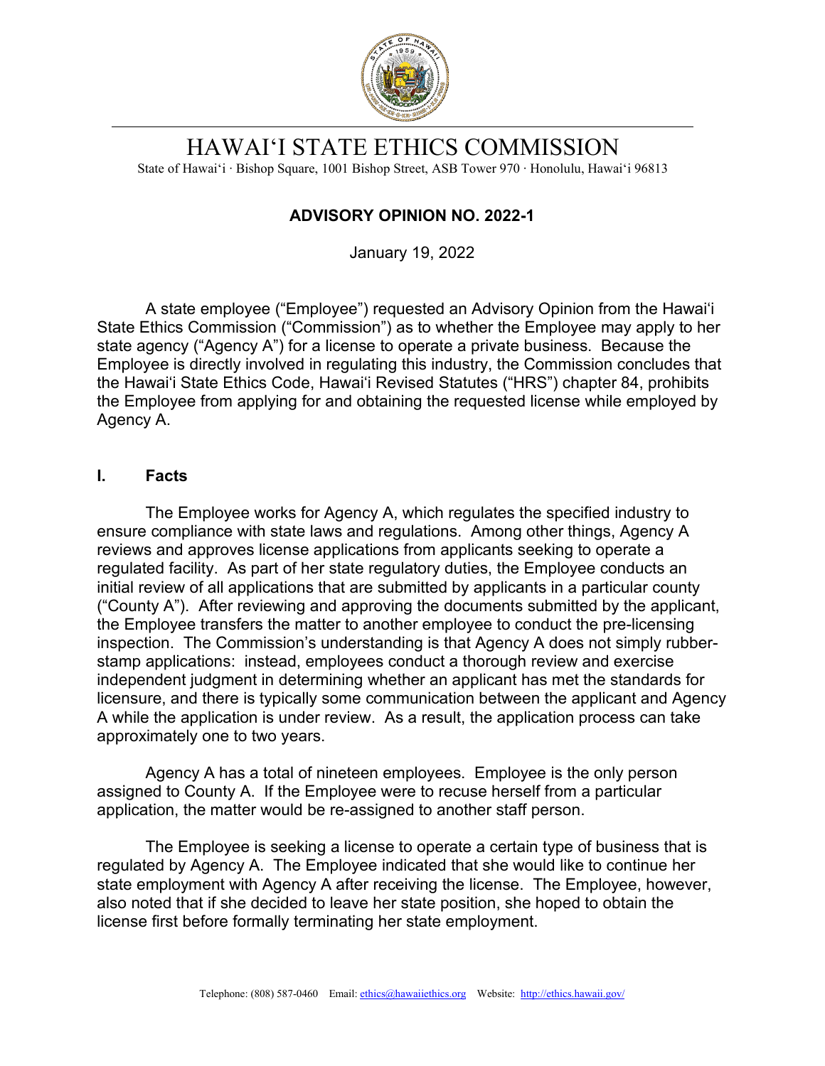# HAWAIʻI STATE ETHICS COMMISSION

State of Hawaiʻi · Bishop Square, 1001 Bishop Street, ASB Tower 970 · Honolulu, Hawaiʻi 96813

## ADVISORY OPINION NO. 2022-1

January 19, 2022

A state employee ("Employee") requested an Advisory Opinion from the Hawaiʻi State Ethics Commission ("Commission") as to whether the Employee may apply to her state agency ("Agency A") for a license to operate a private business. Because the Employee is directly involved in regulating this industry, the Commission concludes that the Hawaiʻi State Ethics Code, Hawaiʻi Revised Statutes ("HRS") chapter 84, prohibits the Employee from applying for and obtaining the requested license while employed by Agency A.

### I. Facts

The Employee works for Agency A, which regulates the specified industry to ensure compliance with state laws and regulations. Among other things, Agency A reviews and approves license applications from applicants seeking to operate a regulated facility. As part of her state regulatory duties, the Employee conducts an initial review of all applications that are submitted by applicants in a particular county ("County A"). After reviewing and approving the documents submitted by the applicant, the Employee transfers the matter to another employee to conduct the pre-licensing inspection. The Commission's understanding is that Agency A does not simply rubber-stamp applications: instead, employees conduct a thorough review and exercise independent judgment in determining whether an applicant has met the standards for licensure, and there is typically some communication between the applicant and Agency A while the application is under review. As a result, the application process can take approximately one to two years.

Agency A has a total of nineteen employees. Employee is the only person assigned to County A. If the Employee were to recuse herself from a particular application, the matter would be re-assigned to another staff person.

The Employee is seeking a license to operate a certain type of business that is regulated by Agency A. The Employee indicated that she would like to continue her state employment with Agency A after receiving the license. The Employee, however, also noted that if she decided to leave her state position, she hoped to obtain the license first before formally terminating her state employment.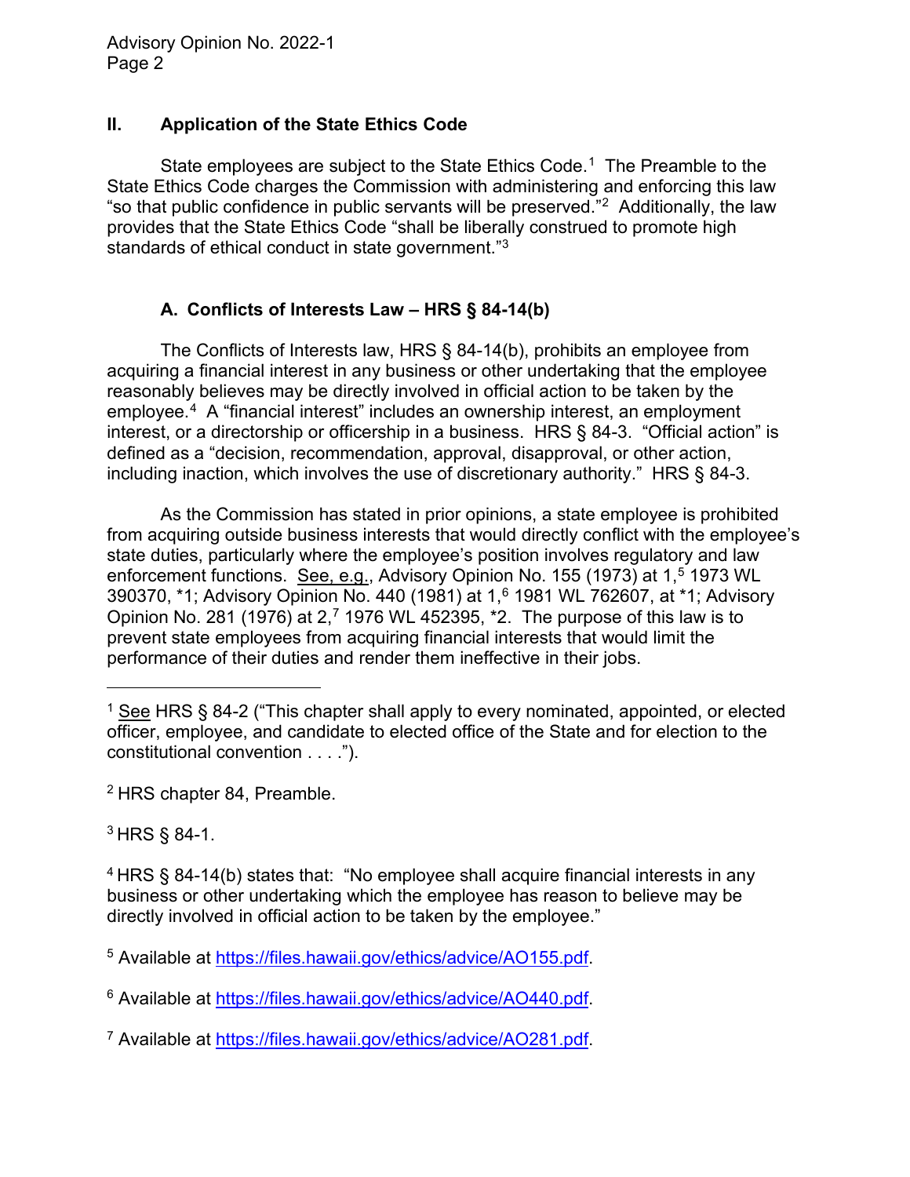## II. Application of the State Ethics Code

State employees are subject to the State Ethics Code.[1] The Preamble to the State Ethics Code charges the Commission with administering and enforcing this law "so that public confidence in public servants will be preserved."[2] Additionally, the law provides that the State Ethics Code "shall be liberally construed to promote high standards of ethical conduct in state government."[3]

### A. Conflicts of Interests Law – HRS § 84-14(b)

The Conflicts of Interests law, HRS § 84-14(b), prohibits an employee from acquiring a financial interest in any business or other undertaking that the employee reasonably believes may be directly involved in official action to be taken by the employee.[4] A "financial interest" includes an ownership interest, an employment interest, or a directorship or officership in a business. HRS § 84-3. "Official action" is defined as a "decision, recommendation, approval, disapproval, or other action, including inaction, which involves the use of discretionary authority." HRS § 84-3.

As the Commission has stated in prior opinions, a state employee is prohibited from acquiring outside business interests that would directly conflict with the employee's state duties, particularly where the employee's position involves regulatory and law enforcement functions. See, e.g., Advisory Opinion No. 155 (1973) at 1,[5] 1973 WL 390370, *1; Advisory Opinion No. 440 (1981) at 1,[6] 1981 WL 762607, at *1; Advisory Opinion No. 281 (1976) at 2,[7] 1976 WL 452395, *2. The purpose of this law is to prevent state employees from acquiring financial interests that would limit the performance of their duties and render them ineffective in their jobs.

---

[1] See HRS § 84-2 ("This chapter shall apply to every nominated, appointed, or elected officer, employee, and candidate to elected office of the State and for election to the constitutional convention . . . .").

[2] HRS chapter 84, Preamble.

[3] HRS § 84-1.

[4] HRS § 84-14(b) states that: "No employee shall acquire financial interests in any business or other undertaking which the employee has reason to believe may be directly involved in official action to be taken by the employee."

[5] Available at https://files.hawaii.gov/ethics/advice/AO155.pdf.

[6] Available at https://files.hawaii.gov/ethics/advice/AO440.pdf.

[7] Available at https://files.hawaii.gov/ethics/advice/AO281.pdf.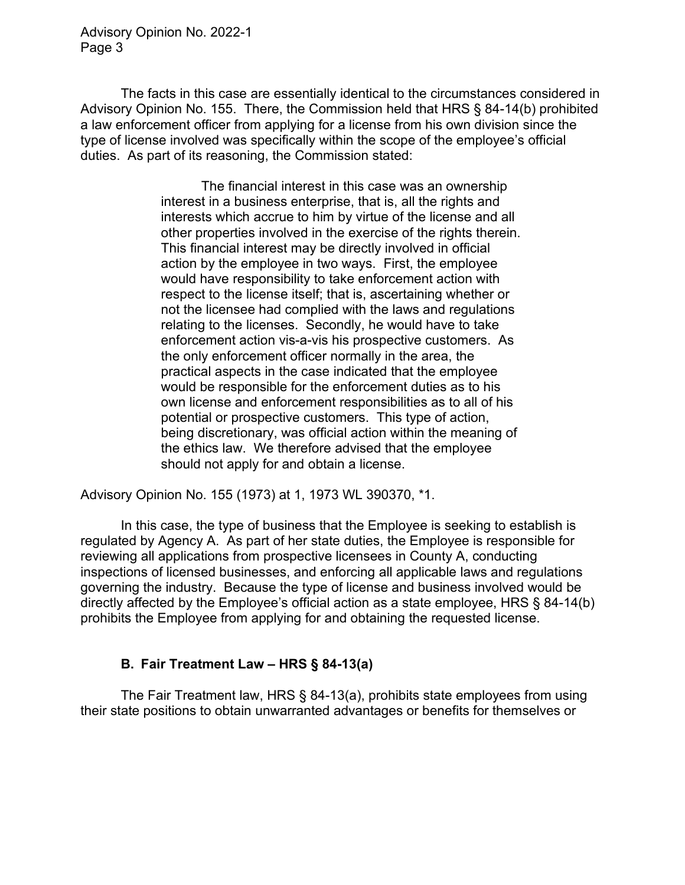The facts in this case are essentially identical to the circumstances considered in Advisory Opinion No. 155. There, the Commission held that HRS § 84-14(b) prohibited a law enforcement officer from applying for a license from his own division since the type of license involved was specifically within the scope of the employee's official duties. As part of its reasoning, the Commission stated:

> The financial interest in this case was an ownership interest in a business enterprise, that is, all the rights and interests which accrue to him by virtue of the license and all other properties involved in the exercise of the rights therein. This financial interest may be directly involved in official action by the employee in two ways. First, the employee would have responsibility to take enforcement action with respect to the license itself; that is, ascertaining whether or not the licensee had complied with the laws and regulations relating to the licenses. Secondly, he would have to take enforcement action vis-a-vis his prospective customers. As the only enforcement officer normally in the area, the practical aspects in the case indicated that the employee would be responsible for the enforcement duties as to his own license and enforcement responsibilities as to all of his potential or prospective customers. This type of action, being discretionary, was official action within the meaning of the ethics law. We therefore advised that the employee should not apply for and obtain a license.

Advisory Opinion No. 155 (1973) at 1, 1973 WL 390370, *1.

In this case, the type of business that the Employee is seeking to establish is regulated by Agency A. As part of her state duties, the Employee is responsible for reviewing all applications from prospective licensees in County A, conducting inspections of licensed businesses, and enforcing all applicable laws and regulations governing the industry. Because the type of license and business involved would be directly affected by the Employee's official action as a state employee, HRS § 84-14(b) prohibits the Employee from applying for and obtaining the requested license.

### B. Fair Treatment Law – HRS § 84-13(a)

The Fair Treatment law, HRS § 84-13(a), prohibits state employees from using their state positions to obtain unwarranted advantages or benefits for themselves or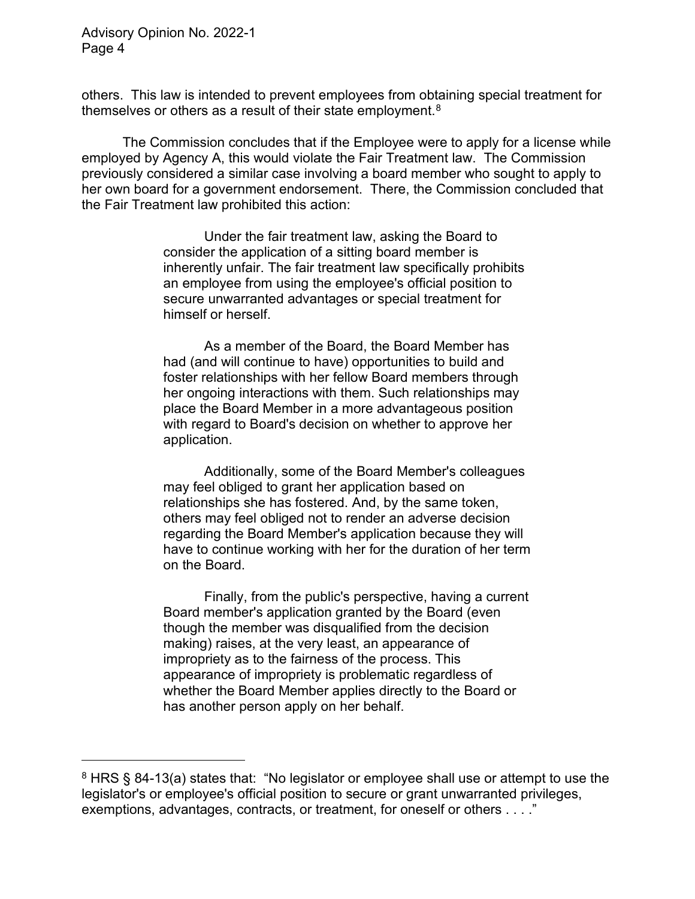others. This law is intended to prevent employees from obtaining special treatment for themselves or others as a result of their state employment.[8]

The Commission concludes that if the Employee were to apply for a license while employed by Agency A, this would violate the Fair Treatment law. The Commission previously considered a similar case involving a board member who sought to apply to her own board for a government endorsement. There, the Commission concluded that the Fair Treatment law prohibited this action:

> Under the fair treatment law, asking the Board to consider the application of a sitting board member is inherently unfair. The fair treatment law specifically prohibits an employee from using the employee's official position to secure unwarranted advantages or special treatment for himself or herself.
>
> As a member of the Board, the Board Member has had (and will continue to have) opportunities to build and foster relationships with her fellow Board members through her ongoing interactions with them. Such relationships may place the Board Member in a more advantageous position with regard to Board's decision on whether to approve her application.
>
> Additionally, some of the Board Member's colleagues may feel obliged to grant her application based on relationships she has fostered. And, by the same token, others may feel obliged not to render an adverse decision regarding the Board Member's application because they will have to continue working with her for the duration of her term on the Board.
>
> Finally, from the public's perspective, having a current Board member's application granted by the Board (even though the member was disqualified from the decision making) raises, at the very least, an appearance of impropriety as to the fairness of the process. This appearance of impropriety is problematic regardless of whether the Board Member applies directly to the Board or has another person apply on her behalf.

---

[8] HRS § 84-13(a) states that: "No legislator or employee shall use or attempt to use the legislator's or employee's official position to secure or grant unwarranted privileges, exemptions, advantages, contracts, or treatment, for oneself or others . . . ."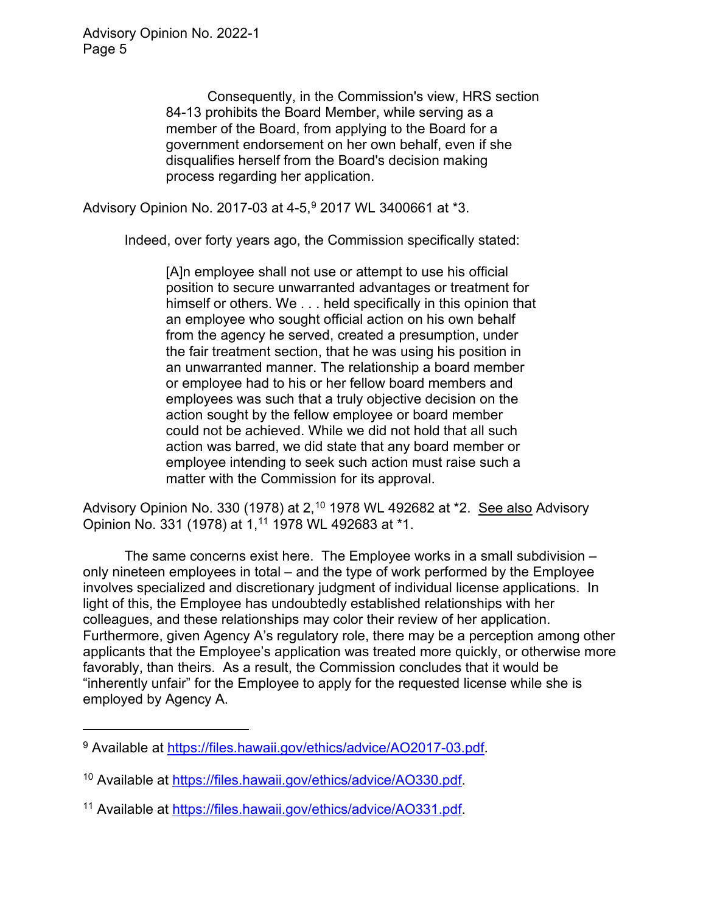> Consequently, in the Commission's view, HRS section 84-13 prohibits the Board Member, while serving as a member of the Board, from applying to the Board for a government endorsement on her own behalf, even if she disqualifies herself from the Board's decision making process regarding her application.

Advisory Opinion No. 2017-03 at 4-5,[9] 2017 WL 3400661 at *3.

Indeed, over forty years ago, the Commission specifically stated:

> [A]n employee shall not use or attempt to use his official position to secure unwarranted advantages or treatment for himself or others. We . . . held specifically in this opinion that an employee who sought official action on his own behalf from the agency he served, created a presumption, under the fair treatment section, that he was using his position in an unwarranted manner. The relationship a board member or employee had to his or her fellow board members and employees was such that a truly objective decision on the action sought by the fellow employee or board member could not be achieved. While we did not hold that all such action was barred, we did state that any board member or employee intending to seek such action must raise such a matter with the Commission for its approval.

Advisory Opinion No. 330 (1978) at 2,[10] 1978 WL 492682 at *2. See also Advisory Opinion No. 331 (1978) at 1,[11] 1978 WL 492683 at *1.

The same concerns exist here. The Employee works in a small subdivision – only nineteen employees in total – and the type of work performed by the Employee involves specialized and discretionary judgment of individual license applications. In light of this, the Employee has undoubtedly established relationships with her colleagues, and these relationships may color their review of her application. Furthermore, given Agency A's regulatory role, there may be a perception among other applicants that the Employee's application was treated more quickly, or otherwise more favorably, than theirs. As a result, the Commission concludes that it would be "inherently unfair" for the Employee to apply for the requested license while she is employed by Agency A.

---

[9] Available at https://files.hawaii.gov/ethics/advice/AO2017-03.pdf.

[10] Available at https://files.hawaii.gov/ethics/advice/AO330.pdf.

[11] Available at https://files.hawaii.gov/ethics/advice/AO331.pdf.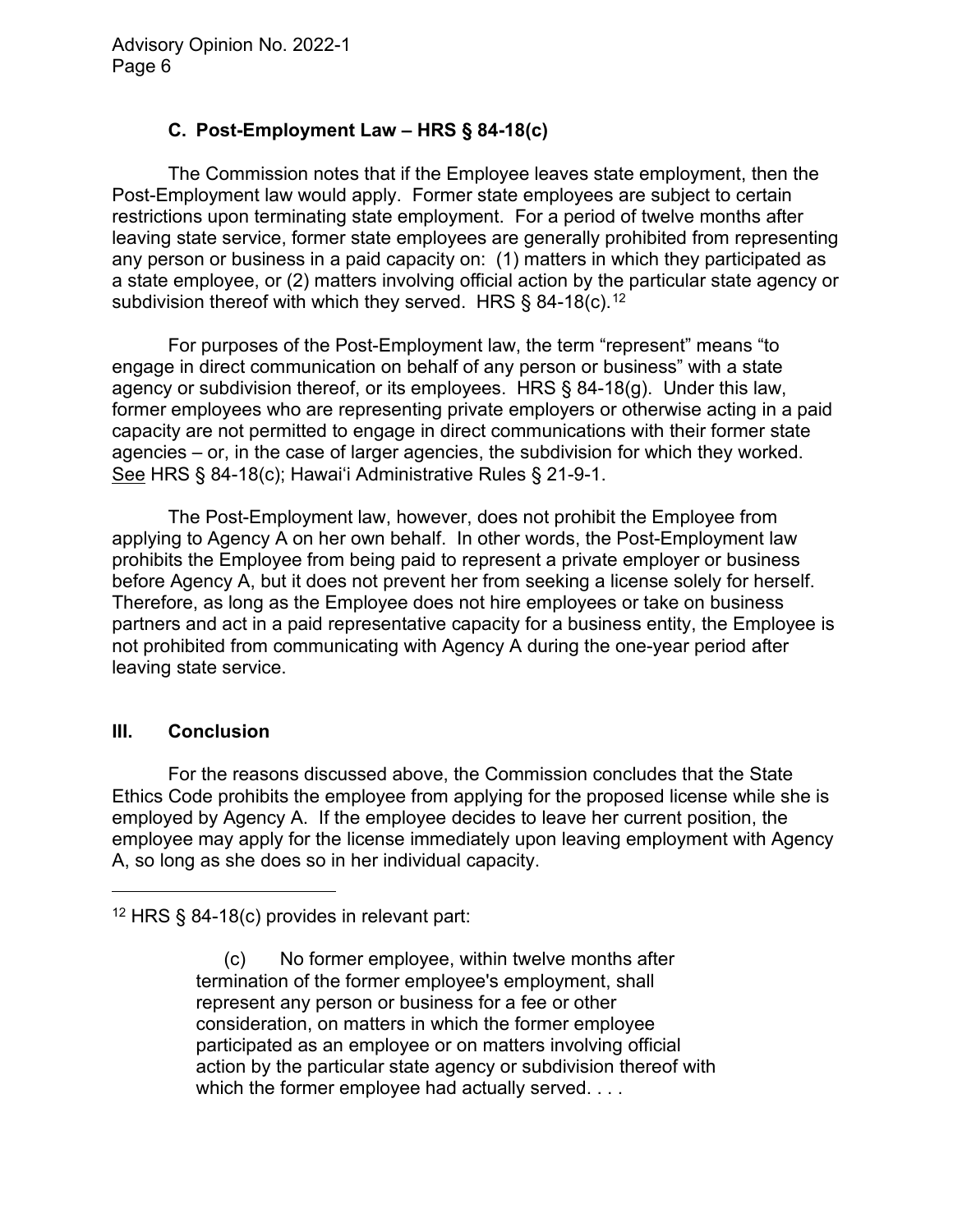### C. Post-Employment Law – HRS § 84-18(c)

The Commission notes that if the Employee leaves state employment, then the Post-Employment law would apply. Former state employees are subject to certain restrictions upon terminating state employment. For a period of twelve months after leaving state service, former state employees are generally prohibited from representing any person or business in a paid capacity on: (1) matters in which they participated as a state employee, or (2) matters involving official action by the particular state agency or subdivision thereof with which they served. HRS § 84-18(c).[12]

For purposes of the Post-Employment law, the term "represent" means "to engage in direct communication on behalf of any person or business" with a state agency or subdivision thereof, or its employees. HRS § 84-18(g). Under this law, former employees who are representing private employers or otherwise acting in a paid capacity are not permitted to engage in direct communications with their former state agencies – or, in the case of larger agencies, the subdivision for which they worked. See HRS § 84-18(c); Hawai'i Administrative Rules § 21-9-1.

The Post-Employment law, however, does not prohibit the Employee from applying to Agency A on her own behalf. In other words, the Post-Employment law prohibits the Employee from being paid to represent a private employer or business before Agency A, but it does not prevent her from seeking a license solely for herself. Therefore, as long as the Employee does not hire employees or take on business partners and act in a paid representative capacity for a business entity, the Employee is not prohibited from communicating with Agency A during the one-year period after leaving state service.

## III. Conclusion

For the reasons discussed above, the Commission concludes that the State Ethics Code prohibits the employee from applying for the proposed license while she is employed by Agency A. If the employee decides to leave her current position, the employee may apply for the license immediately upon leaving employment with Agency A, so long as she does so in her individual capacity.

---

[12] HRS § 84-18(c) provides in relevant part:

> (c) No former employee, within twelve months after termination of the former employee's employment, shall represent any person or business for a fee or other consideration, on matters in which the former employee participated as an employee or on matters involving official action by the particular state agency or subdivision thereof with which the former employee had actually served. . . .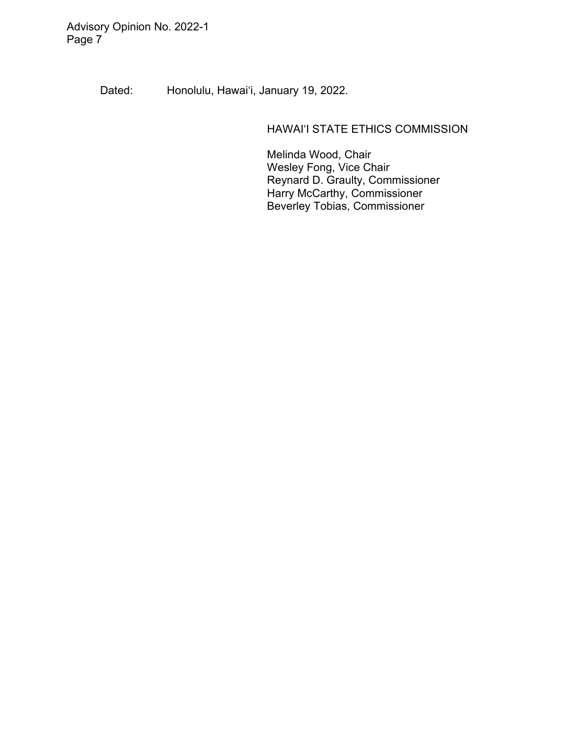Dated: Honolulu, Hawaiʻi, January 19, 2022.

HAWAIʻI STATE ETHICS COMMISSION

Melinda Wood, Chair
Wesley Fong, Vice Chair
Reynard D. Graulty, Commissioner
Harry McCarthy, Commissioner
Beverley Tobias, Commissioner